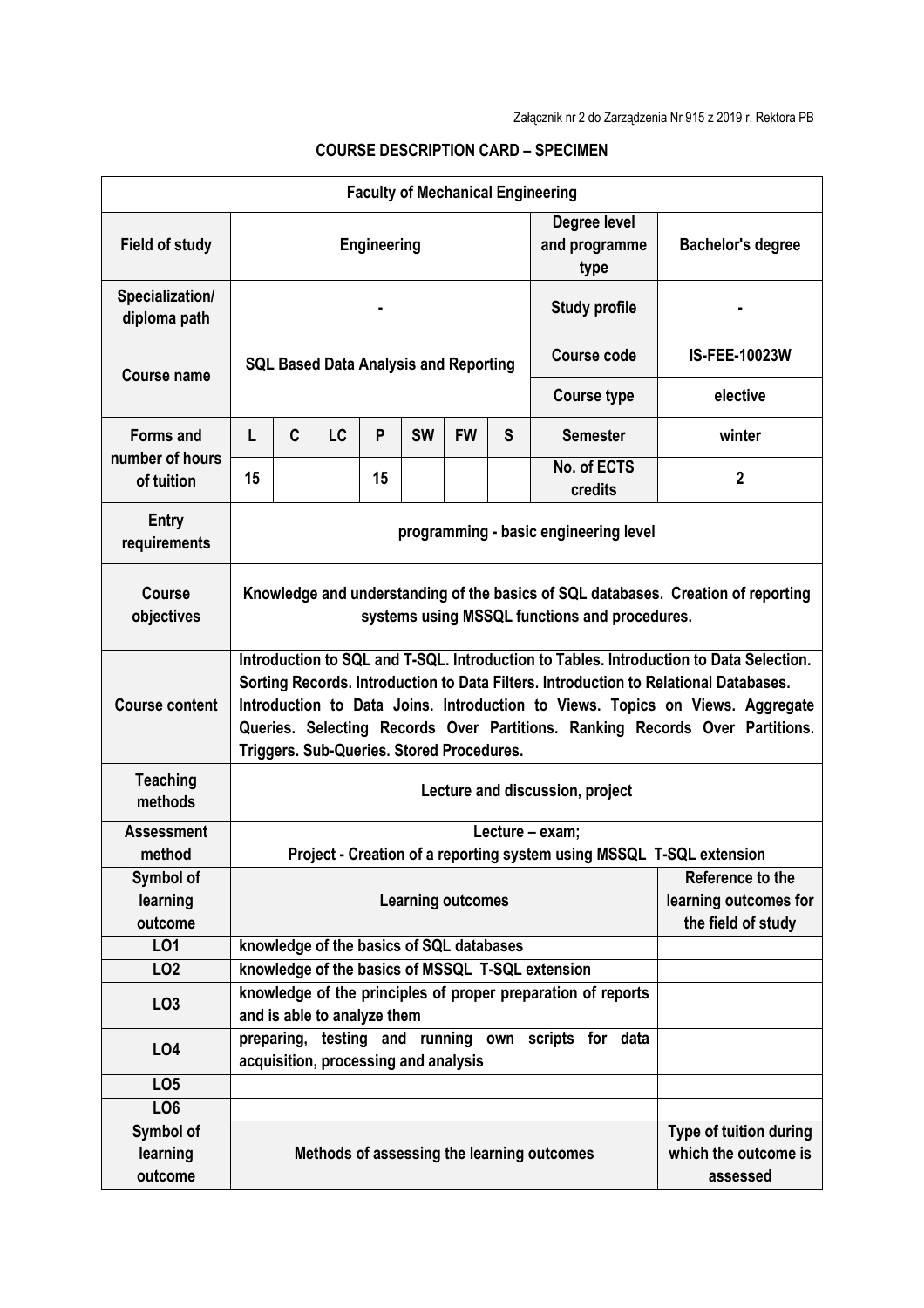Załącznik nr 2 do Zarządzenia Nr 915 z 2019 r. Rektora PB

## COURSE DESCRIPTION CARD – SPECIMEN

| Faculty of Mechanical Engineering | | | | | | | | | |
|---|---|---|---|---|---|---|---|---|---|
| **Field of study** | **Engineering** | | | | | | | **Degree level and programme type** | **Bachelor's degree** |
| **Specialization/ diploma path** | **-** | | | | | | | **Study profile** | **-** |
| **Course name** | **SQL Based Data Analysis and Reporting** | | | | | | | **Course code** | **IS-FEE-10023W** |
| | | | | | | | | **Course type** | **elective** |
| **Forms and number of hours of tuition** | **L** | **C** | **LC** | **P** | **SW** | **FW** | **S** | **Semester** | **winter** |
| | **15** | | | **15** | | | | **No. of ECTS credits** | **2** |
| **Entry requirements** | **programming - basic engineering level** | | | | | | | | |
| **Course objectives** | **Knowledge and understanding of the basics of SQL databases. Creation of reporting systems using MSSQL functions and procedures.** | | | | | | | | |
| **Course content** | **Introduction to SQL and T-SQL. Introduction to Tables. Introduction to Data Selection. Sorting Records. Introduction to Data Filters. Introduction to Relational Databases. Introduction to Data Joins. Introduction to Views. Topics on Views. Aggregate Queries. Selecting Records Over Partitions. Ranking Records Over Partitions. Triggers. Sub-Queries. Stored Procedures.** | | | | | | | | |
| **Teaching methods** | **Lecture and discussion, project** | | | | | | | | |
| **Assessment method** | **Lecture – exam; Project - Creation of a reporting system using MSSQL T-SQL extension** | | | | | | | | |
| **Symbol of learning outcome** | **Learning outcomes** | | | | | | | | **Reference to the learning outcomes for the field of study** |
| **LO1** | **knowledge of the basics of SQL databases** | | | | | | | | |
| **LO2** | **knowledge of the basics of MSSQL T-SQL extension** | | | | | | | | |
| **LO3** | **knowledge of the principles of proper preparation of reports and is able to analyze them** | | | | | | | | |
| **LO4** | **preparing, testing and running own scripts for data acquisition, processing and analysis** | | | | | | | | |
| **LO5** | | | | | | | | | |
| **LO6** | | | | | | | | | |
| **Symbol of learning outcome** | **Methods of assessing the learning outcomes** | | | | | | | | **Type of tuition during which the outcome is assessed** |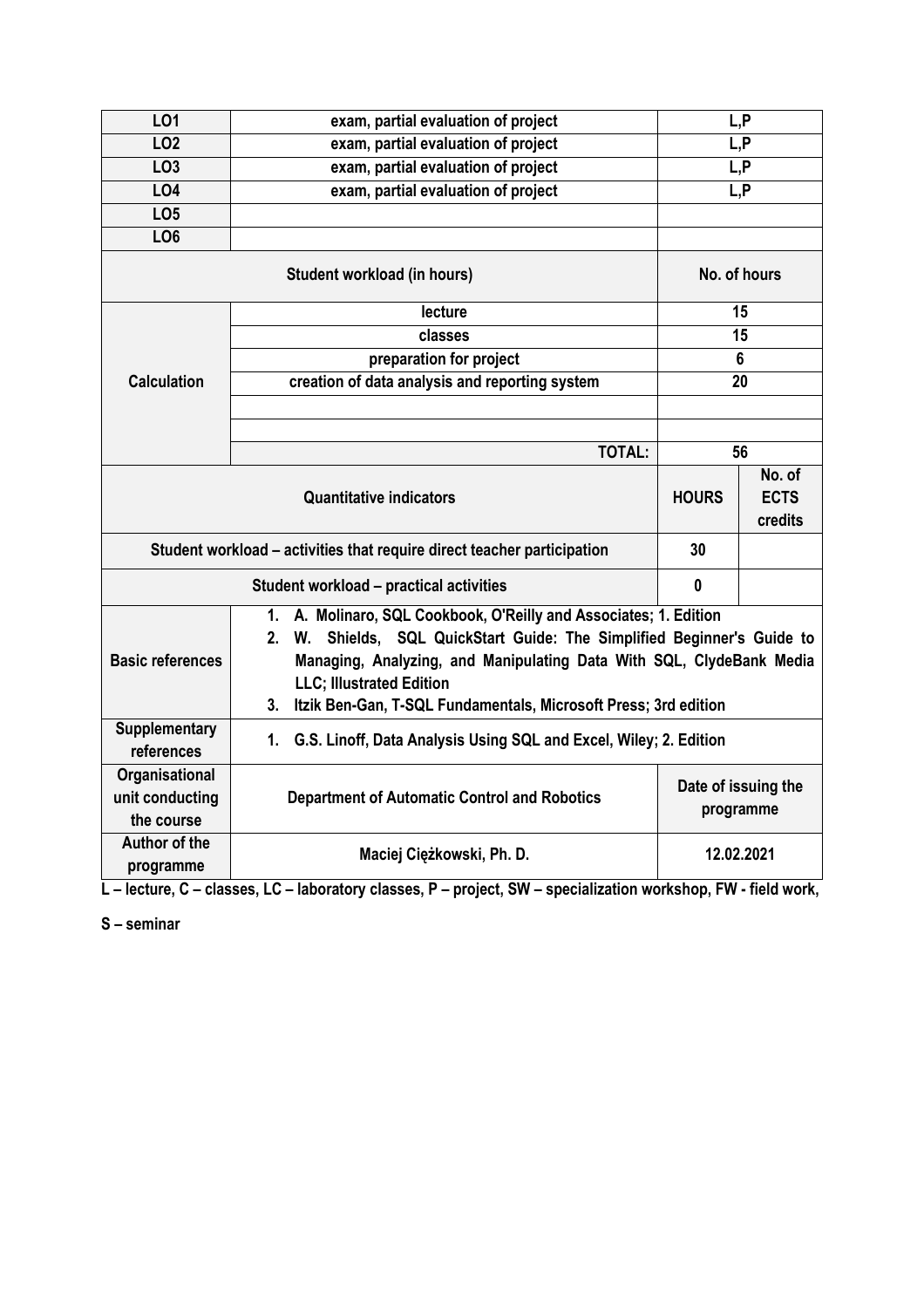| | | | |
|---|---|---|---|
| LO1 | exam, partial evaluation of project | L,P | |
| LO2 | exam, partial evaluation of project | L,P | |
| LO3 | exam, partial evaluation of project | L,P | |
| LO4 | exam, partial evaluation of project | L,P | |
| LO5 | | | |
| LO6 | | | |
| Student workload (in hours) | | No. of hours | |
| Calculation | lecture | 15 | |
| | classes | 15 | |
| | preparation for project | 6 | |
| | creation of data analysis and reporting system | 20 | |
| | | | |
| | | | |
| | TOTAL: | 56 | |
| Quantitative indicators | | HOURS | No. of ECTS credits |
| Student workload – activities that require direct teacher participation | | 30 | |
| Student workload – practical activities | | 0 | |
| Basic references | 1. A. Molinaro, SQL Cookbook, O'Reilly and Associates; 1. Edition<br>2. W. Shields, SQL QuickStart Guide: The Simplified Beginner's Guide to Managing, Analyzing, and Manipulating Data With SQL, ClydeBank Media LLC; Illustrated Edition<br>3. Itzik Ben-Gan, T-SQL Fundamentals, Microsoft Press; 3rd edition | | |
| Supplementary references | 1. G.S. Linoff, Data Analysis Using SQL and Excel, Wiley; 2. Edition | | |
| Organisational unit conducting the course | Department of Automatic Control and Robotics | Date of issuing the programme | |
| Author of the programme | Maciej Ciężkowski, Ph. D. | 12.02.2021 | |

L – lecture, C – classes, LC – laboratory classes, P – project, SW – specialization workshop, FW - field work, S – seminar